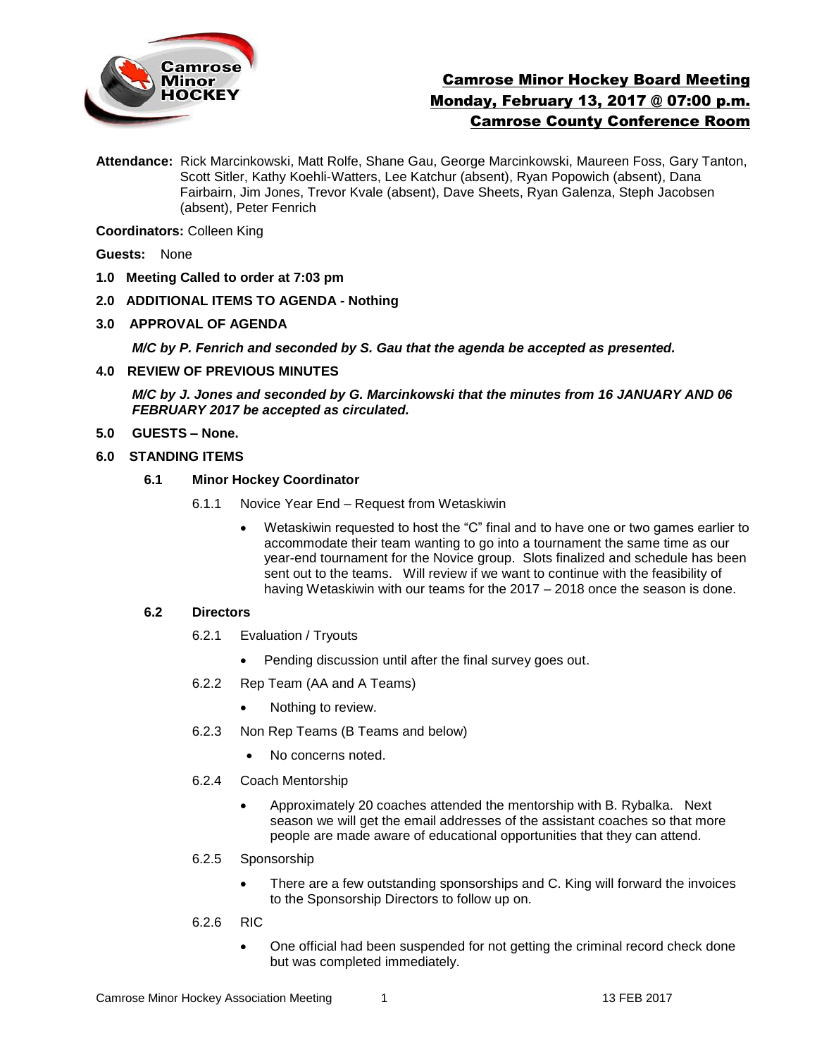# Camrose Minor Hockey Board Meeting
## Monday, February 13, 2017 @ 07:00 p.m.
## Camrose County Conference Room

**Attendance:** Rick Marcinkowski, Matt Rolfe, Shane Gau, George Marcinkowski, Maureen Foss, Gary Tanton, Scott Sitler, Kathy Koehli-Watters, Lee Katchur (absent), Ryan Popowich (absent), Dana Fairbairn, Jim Jones, Trevor Kvale (absent), Dave Sheets, Ryan Galenza, Steph Jacobsen (absent), Peter Fenrich

**Coordinators:** Colleen King

**Guests:** None

**1.0 Meeting Called to order at 7:03 pm**

**2.0 ADDITIONAL ITEMS TO AGENDA - Nothing**

**3.0 APPROVAL OF AGENDA**

***M/C by P. Fenrich and seconded by S. Gau that the agenda be accepted as presented.***

**4.0 REVIEW OF PREVIOUS MINUTES**

***M/C by J. Jones and seconded by G. Marcinkowski that the minutes from 16 JANUARY AND 06 FEBRUARY 2017 be accepted as circulated.***

**5.0 GUESTS – None.**

**6.0 STANDING ITEMS**

**6.1 Minor Hockey Coordinator**

6.1.1 Novice Year End – Request from Wetaskiwin

- Wetaskiwin requested to host the "C" final and to have one or two games earlier to accommodate their team wanting to go into a tournament the same time as our year-end tournament for the Novice group. Slots finalized and schedule has been sent out to the teams. Will review if we want to continue with the feasibility of having Wetaskiwin with our teams for the 2017 – 2018 once the season is done.

**6.2 Directors**

6.2.1 Evaluation / Tryouts

- Pending discussion until after the final survey goes out.

6.2.2 Rep Team (AA and A Teams)

- Nothing to review.

6.2.3 Non Rep Teams (B Teams and below)

- No concerns noted.

6.2.4 Coach Mentorship

- Approximately 20 coaches attended the mentorship with B. Rybalka. Next season we will get the email addresses of the assistant coaches so that more people are made aware of educational opportunities that they can attend.

6.2.5 Sponsorship

- There are a few outstanding sponsorships and C. King will forward the invoices to the Sponsorship Directors to follow up on.

6.2.6 RIC

- One official had been suspended for not getting the criminal record check done but was completed immediately.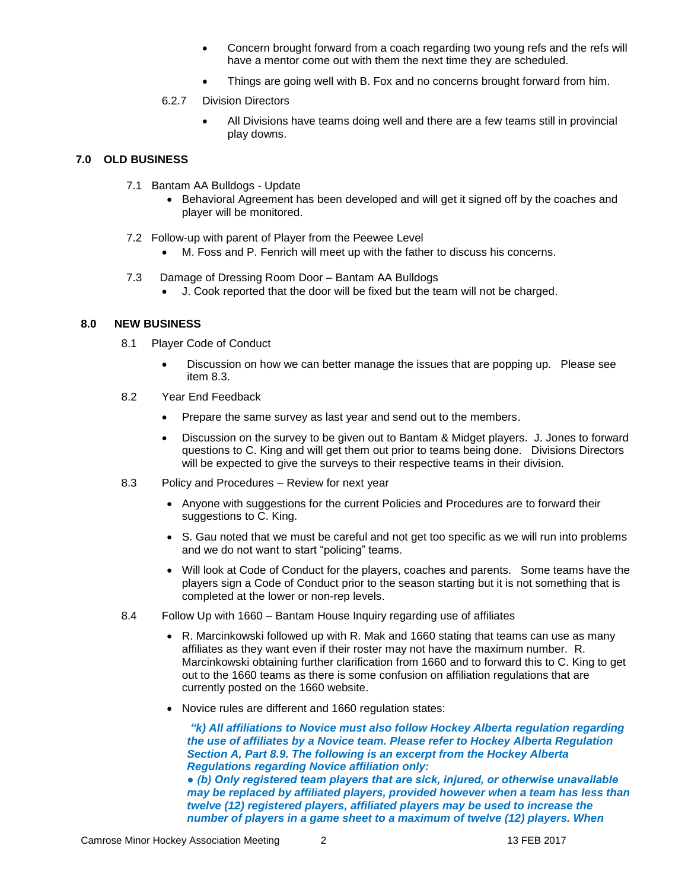- Concern brought forward from a coach regarding two young refs and the refs will have a mentor come out with them the next time they are scheduled.
- Things are going well with B. Fox and no concerns brought forward from him.

6.2.7 Division Directors

- All Divisions have teams doing well and there are a few teams still in provincial play downs.

## 7.0 OLD BUSINESS

7.1 Bantam AA Bulldogs - Update

- Behavioral Agreement has been developed and will get it signed off by the coaches and player will be monitored.

7.2 Follow-up with parent of Player from the Peewee Level

- M. Foss and P. Fenrich will meet up with the father to discuss his concerns.

7.3 Damage of Dressing Room Door – Bantam AA Bulldogs

- J. Cook reported that the door will be fixed but the team will not be charged.

## 8.0 NEW BUSINESS

8.1 Player Code of Conduct

- Discussion on how we can better manage the issues that are popping up. Please see item 8.3.

8.2 Year End Feedback

- Prepare the same survey as last year and send out to the members.
- Discussion on the survey to be given out to Bantam & Midget players. J. Jones to forward questions to C. King and will get them out prior to teams being done. Divisions Directors will be expected to give the surveys to their respective teams in their division.

8.3 Policy and Procedures – Review for next year

- Anyone with suggestions for the current Policies and Procedures are to forward their suggestions to C. King.
- S. Gau noted that we must be careful and not get too specific as we will run into problems and we do not want to start "policing" teams.
- Will look at Code of Conduct for the players, coaches and parents. Some teams have the players sign a Code of Conduct prior to the season starting but it is not something that is completed at the lower or non-rep levels.

8.4 Follow Up with 1660 – Bantam House Inquiry regarding use of affiliates

- R. Marcinkowski followed up with R. Mak and 1660 stating that teams can use as many affiliates as they want even if their roster may not have the maximum number. R. Marcinkowski obtaining further clarification from 1660 and to forward this to C. King to get out to the 1660 teams as there is some confusion on affiliation regulations that are currently posted on the 1660 website.
- Novice rules are different and 1660 regulation states:

***"k) All affiliations to Novice must also follow Hockey Alberta regulation regarding the use of affiliates by a Novice team. Please refer to Hockey Alberta Regulation Section A, Part 8.9. The following is an excerpt from the Hockey Alberta Regulations regarding Novice affiliation only:***
***● (b) Only registered team players that are sick, injured, or otherwise unavailable may be replaced by affiliated players, provided however when a team has less than twelve (12) registered players, affiliated players may be used to increase the number of players in a game sheet to a maximum of twelve (12) players. When***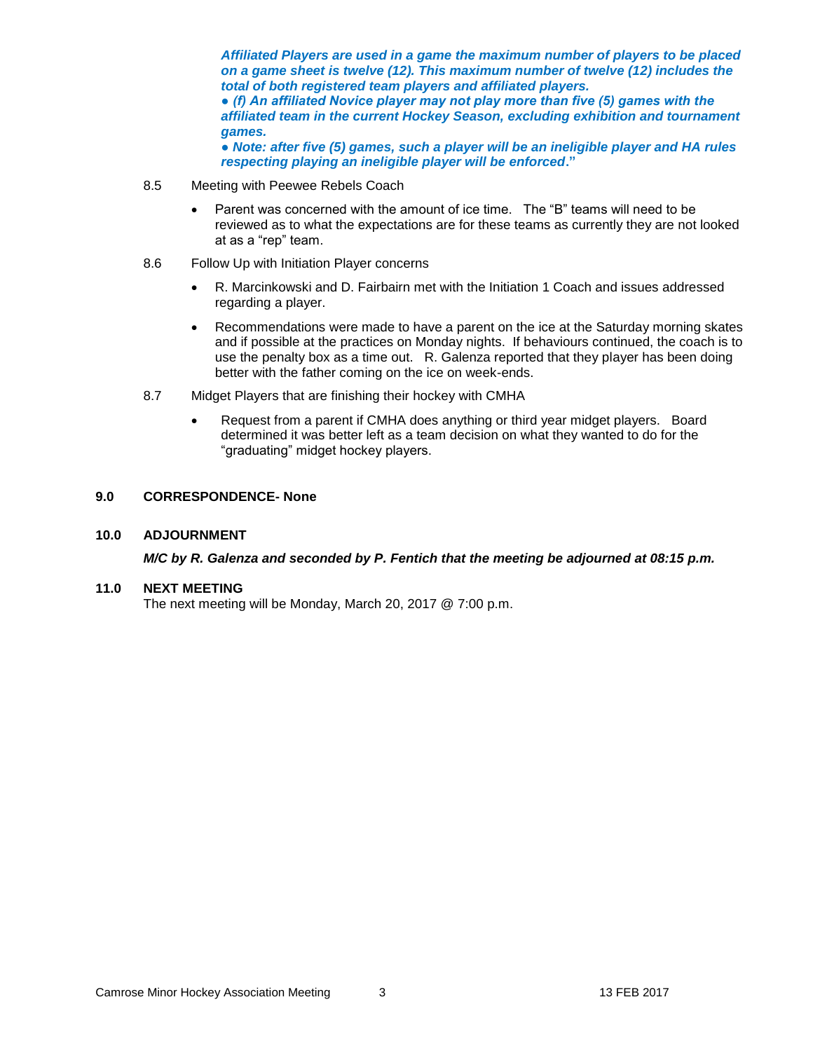***Affiliated Players are used in a game the maximum number of players to be placed on a game sheet is twelve (12). This maximum number of twelve (12) includes the total of both registered team players and affiliated players.***

***● (f) An affiliated Novice player may not play more than five (5) games with the affiliated team in the current Hockey Season, excluding exhibition and tournament games.***

***● Note: after five (5) games, such a player will be an ineligible player and HA rules respecting playing an ineligible player will be enforced*.”**

8.5 Meeting with Peewee Rebels Coach

- Parent was concerned with the amount of ice time. The "B" teams will need to be reviewed as to what the expectations are for these teams as currently they are not looked at as a "rep" team.

8.6 Follow Up with Initiation Player concerns

- R. Marcinkowski and D. Fairbairn met with the Initiation 1 Coach and issues addressed regarding a player.
- Recommendations were made to have a parent on the ice at the Saturday morning skates and if possible at the practices on Monday nights. If behaviours continued, the coach is to use the penalty box as a time out. R. Galenza reported that they player has been doing better with the father coming on the ice on week-ends.

8.7 Midget Players that are finishing their hockey with CMHA

- Request from a parent if CMHA does anything or third year midget players. Board determined it was better left as a team decision on what they wanted to do for the "graduating" midget hockey players.

## 9.0 CORRESPONDENCE- None

## 10.0 ADJOURNMENT

***M/C by R. Galenza and seconded by P. Fentich that the meeting be adjourned at 08:15 p.m.***

## 11.0 NEXT MEETING

The next meeting will be Monday, March 20, 2017 @ 7:00 p.m.